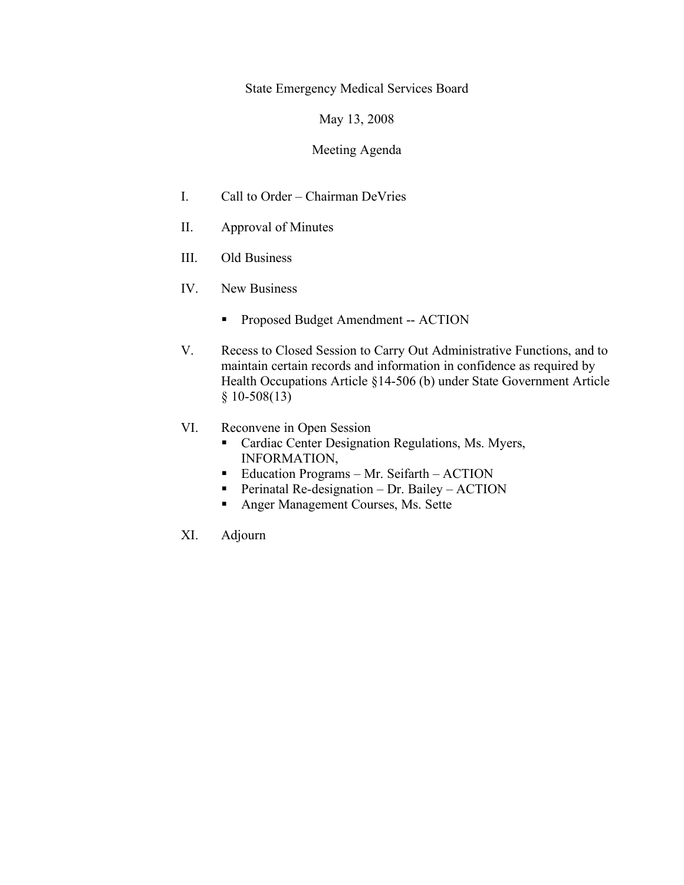State Emergency Medical Services Board

May 13, 2008

Meeting Agenda

I. Call to Order – Chairman DeVries

II. Approval of Minutes

III. Old Business

IV. New Business

- Proposed Budget Amendment -- ACTION

V. Recess to Closed Session to Carry Out Administrative Functions, and to maintain certain records and information in confidence as required by Health Occupations Article §14-506 (b) under State Government Article § 10-508(13)

VI. Reconvene in Open Session

- Cardiac Center Designation Regulations, Ms. Myers, INFORMATION,
- Education Programs – Mr. Seifarth – ACTION
- Perinatal Re-designation – Dr. Bailey – ACTION
- Anger Management Courses, Ms. Sette

XI. Adjourn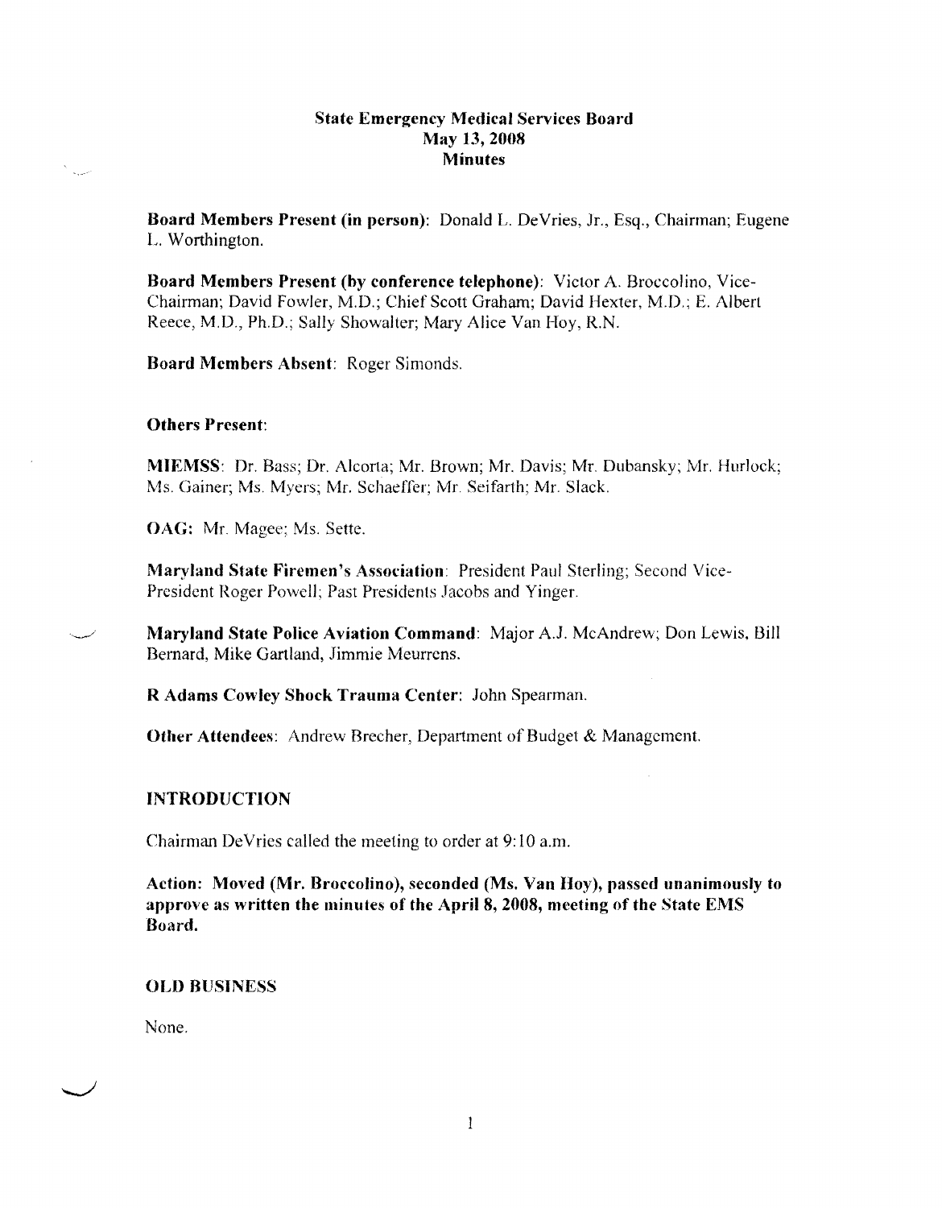# State Emergency Medical Services Board
## May 13, 2008
## Minutes

**Board Members Present (in person)**: Donald L. DeVries, Jr., Esq., Chairman; Eugene L. Worthington.

**Board Members Present (by conference telephone)**: Victor A. Broccolino, Vice-Chairman; David Fowler, M.D.; Chief Scott Graham; David Hexter, M.D.; E. Albert Reece, M.D., Ph.D.; Sally Showalter; Mary Alice Van Hoy, R.N.

**Board Members Absent**: Roger Simonds.

**Others Present**:

**MIEMSS**: Dr. Bass; Dr. Alcorta; Mr. Brown; Mr. Davis; Mr. Dubansky; Mr. Hurlock; Ms. Gainer; Ms. Myers; Mr. Schaeffer; Mr. Seifarth; Mr. Slack.

**OAG:** Mr. Magee; Ms. Sette.

**Maryland State Firemen's Association**: President Paul Sterling; Second Vice-President Roger Powell; Past Presidents Jacobs and Yinger.

**Maryland State Police Aviation Command**: Major A.J. McAndrew; Don Lewis, Bill Bernard, Mike Gartland, Jimmie Meurrens.

**R Adams Cowley Shock Trauma Center**: John Spearman.

**Other Attendees**: Andrew Brecher, Department of Budget & Management.

## INTRODUCTION

Chairman DeVries called the meeting to order at 9:10 a.m.

**Action: Moved (Mr. Broccolino), seconded (Ms. Van Hoy), passed unanimously to approve as written the minutes of the April 8, 2008, meeting of the State EMS Board.**

## OLD BUSINESS

None.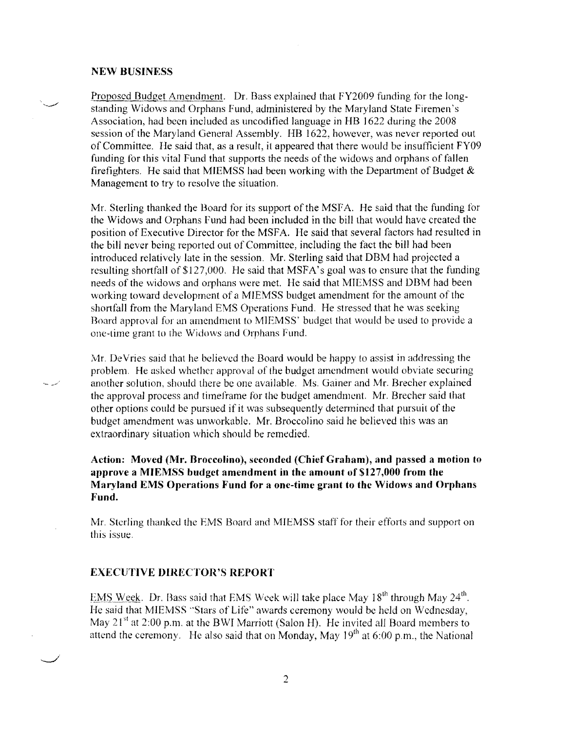## NEW BUSINESS

Proposed Budget Amendment. Dr. Bass explained that FY2009 funding for the long-standing Widows and Orphans Fund, administered by the Maryland State Firemen's Association, had been included as uncodified language in HB 1622 during the 2008 session of the Maryland General Assembly. HB 1622, however, was never reported out of Committee. He said that, as a result, it appeared that there would be insufficient FY09 funding for this vital Fund that supports the needs of the widows and orphans of fallen firefighters. He said that MIEMSS had been working with the Department of Budget & Management to try to resolve the situation.

Mr. Sterling thanked the Board for its support of the MSFA. He said that the funding for the Widows and Orphans Fund had been included in the bill that would have created the position of Executive Director for the MSFA. He said that several factors had resulted in the bill never being reported out of Committee, including the fact the bill had been introduced relatively late in the session. Mr. Sterling said that DBM had projected a resulting shortfall of $127,000. He said that MSFA's goal was to ensure that the funding needs of the widows and orphans were met. He said that MIEMSS and DBM had been working toward development of a MIEMSS budget amendment for the amount of the shortfall from the Maryland EMS Operations Fund. He stressed that he was seeking Board approval for an amendment to MIEMSS' budget that would be used to provide a one-time grant to the Widows and Orphans Fund.

Mr. DeVries said that he believed the Board would be happy to assist in addressing the problem. He asked whether approval of the budget amendment would obviate securing another solution, should there be one available. Ms. Gainer and Mr. Brecher explained the approval process and timeframe for the budget amendment. Mr. Brecher said that other options could be pursued if it was subsequently determined that pursuit of the budget amendment was unworkable. Mr. Broccolino said he believed this was an extraordinary situation which should be remedied.

**Action: Moved (Mr. Broccolino), seconded (Chief Graham), and passed a motion to approve a MIEMSS budget amendment in the amount of $127,000 from the Maryland EMS Operations Fund for a one-time grant to the Widows and Orphans Fund.**

Mr. Sterling thanked the EMS Board and MIEMSS staff for their efforts and support on this issue.

## EXECUTIVE DIRECTOR'S REPORT

EMS Week. Dr. Bass said that EMS Week will take place May 18th through May 24th. He said that MIEMSS "Stars of Life" awards ceremony would be held on Wednesday, May 21st at 2:00 p.m. at the BWI Marriott (Salon H). He invited all Board members to attend the ceremony. He also said that on Monday, May 19th at 6:00 p.m., the National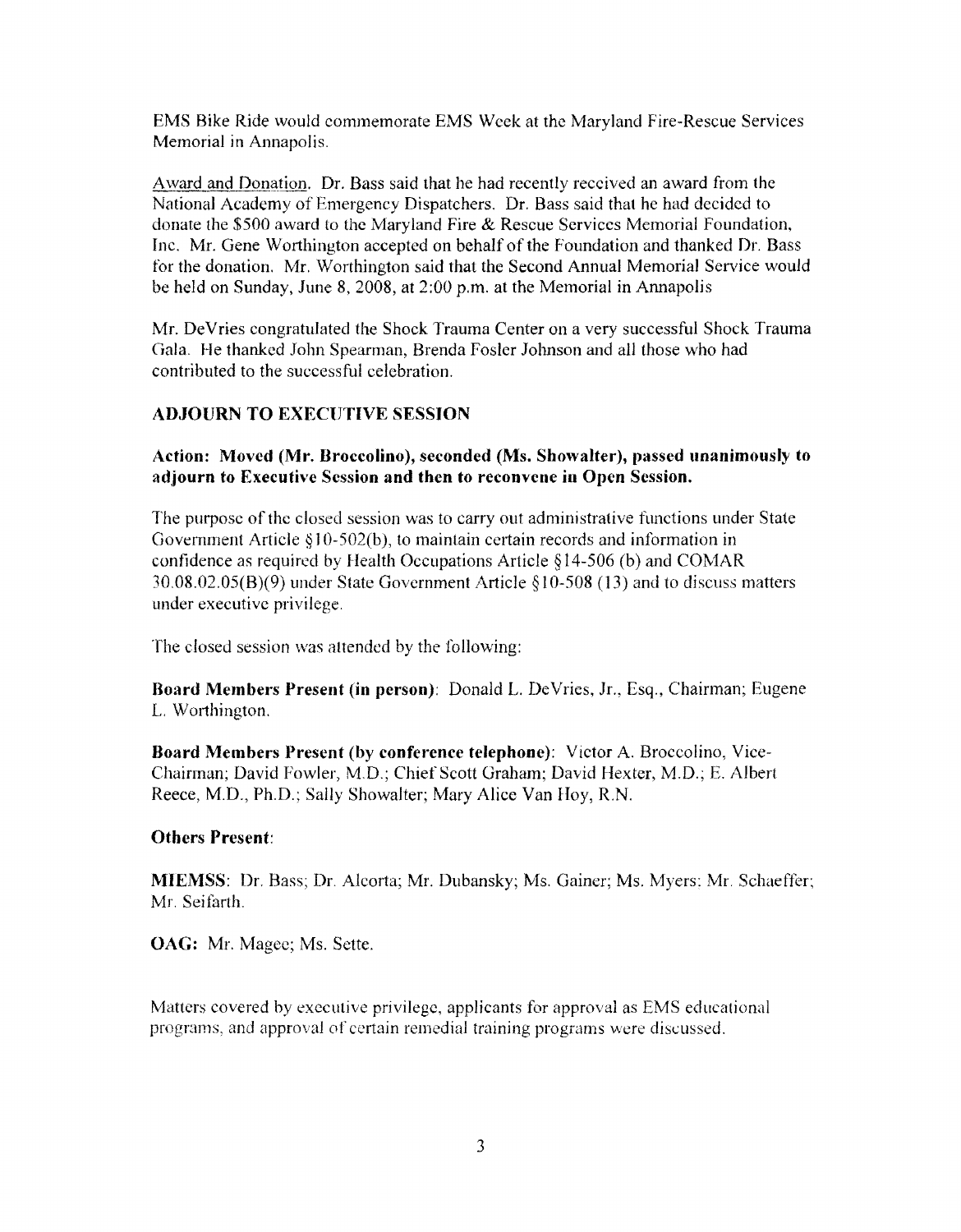EMS Bike Ride would commemorate EMS Week at the Maryland Fire-Rescue Services Memorial in Annapolis.

Award and Donation. Dr. Bass said that he had recently received an award from the National Academy of Emergency Dispatchers. Dr. Bass said that he had decided to donate the $500 award to the Maryland Fire & Rescue Services Memorial Foundation, Inc. Mr. Gene Worthington accepted on behalf of the Foundation and thanked Dr. Bass for the donation. Mr. Worthington said that the Second Annual Memorial Service would be held on Sunday, June 8, 2008, at 2:00 p.m. at the Memorial in Annapolis

Mr. DeVries congratulated the Shock Trauma Center on a very successful Shock Trauma Gala. He thanked John Spearman, Brenda Fosler Johnson and all those who had contributed to the successful celebration.

## ADJOURN TO EXECUTIVE SESSION

**Action: Moved (Mr. Broccolino), seconded (Ms. Showalter), passed unanimously to adjourn to Executive Session and then to reconvene in Open Session.**

The purpose of the closed session was to carry out administrative functions under State Government Article §10-502(b), to maintain certain records and information in confidence as required by Health Occupations Article §14-506 (b) and COMAR 30.08.02.05(B)(9) under State Government Article §10-508 (13) and to discuss matters under executive privilege.

The closed session was attended by the following:

**Board Members Present (in person)**: Donald L. DeVries, Jr., Esq., Chairman; Eugene L. Worthington.

**Board Members Present (by conference telephone)**: Victor A. Broccolino, Vice-Chairman; David Fowler, M.D.; Chief Scott Graham; David Hexter, M.D.; E. Albert Reece, M.D., Ph.D.; Sally Showalter; Mary Alice Van Hoy, R.N.

**Others Present**:

**MIEMSS**: Dr. Bass; Dr. Alcorta; Mr. Dubansky; Ms. Gainer; Ms. Myers; Mr. Schaeffer; Mr. Seifarth.

**OAG:** Mr. Magee; Ms. Sette.

Matters covered by executive privilege, applicants for approval as EMS educational programs, and approval of certain remedial training programs were discussed.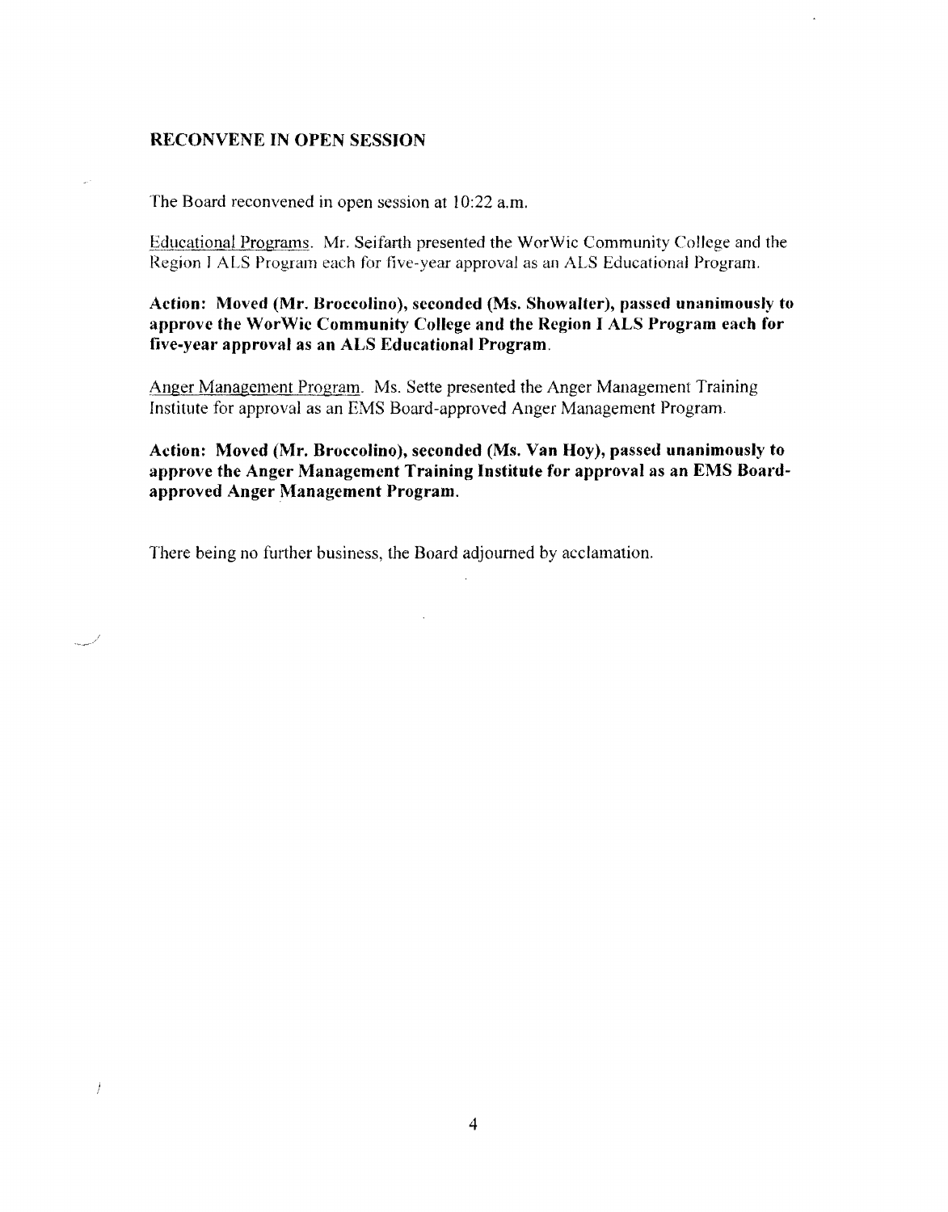**RECONVENE IN OPEN SESSION**

The Board reconvened in open session at 10:22 a.m.

Educational Programs. Mr. Seifarth presented the WorWic Community College and the Region I ALS Program each for five-year approval as an ALS Educational Program.

**Action: Moved (Mr. Broccolino), seconded (Ms. Showalter), passed unanimously to approve the WorWic Community College and the Region I ALS Program each for five-year approval as an ALS Educational Program.**

Anger Management Program. Ms. Sette presented the Anger Management Training Institute for approval as an EMS Board-approved Anger Management Program.

**Action: Moved (Mr. Broccolino), seconded (Ms. Van Hoy), passed unanimously to approve the Anger Management Training Institute for approval as an EMS Board-approved Anger Management Program.**

There being no further business, the Board adjourned by acclamation.